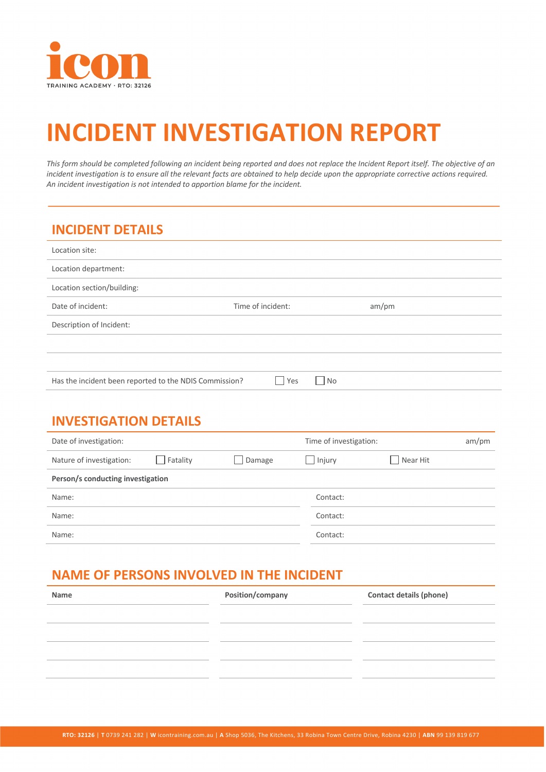icon

TRAINING ACADEMY · RTO: 32126

# INCIDENT INVESTIGATION REPORT

*This form should be completed following an incident being reported and does not replace the Incident Report itself. The objective of an incident investigation is to ensure all the relevant facts are obtained to help decide upon the appropriate corrective actions required. An incident investigation is not intended to apportion blame for the incident.*

## INCIDENT DETAILS

Location site:

Location department:

Location section/building:

Date of incident: Time of incident: am/pm

Description of Incident:

Has the incident been reported to the NDIS Commission? ☐ Yes ☐ No

## INVESTIGATION DETAILS

Date of investigation: Time of investigation: am/pm

Nature of investigation: ☐ Fatality ☐ Damage ☐ Injury ☐ Near Hit

**Person/s conducting investigation**

| Name: | Contact: |
|---|---|
| Name: | Contact: |
| Name: | Contact: |

## NAME OF PERSONS INVOLVED IN THE INCIDENT

| Name | Position/company | Contact details (phone) |
|---|---|---|
| | | |
| | | |
| | | |
| | | |

**RTO: 32126** | **T** 0739 241 282 | **W** icontraining.com.au | **A** Shop 5036, The Kitchens, 33 Robina Town Centre Drive, Robina 4230 | **ABN** 99 139 819 677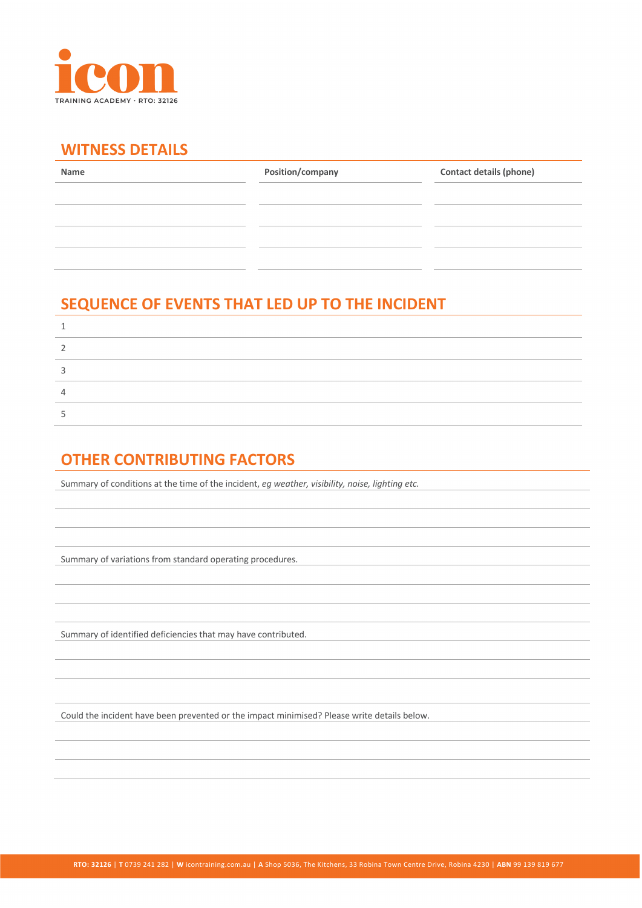## WITNESS DETAILS

| Name | Position/company | Contact details (phone) |
| --- | --- | --- |
| | | |
| | | |
| | | |
| | | |

## SEQUENCE OF EVENTS THAT LED UP TO THE INCIDENT

1
2
3
4
5

## OTHER CONTRIBUTING FACTORS

Summary of conditions at the time of the incident, *eg weather, visibility, noise, lighting etc.*

Summary of variations from standard operating procedures.

Summary of identified deficiencies that may have contributed.

Could the incident have been prevented or the impact minimised? Please write details below.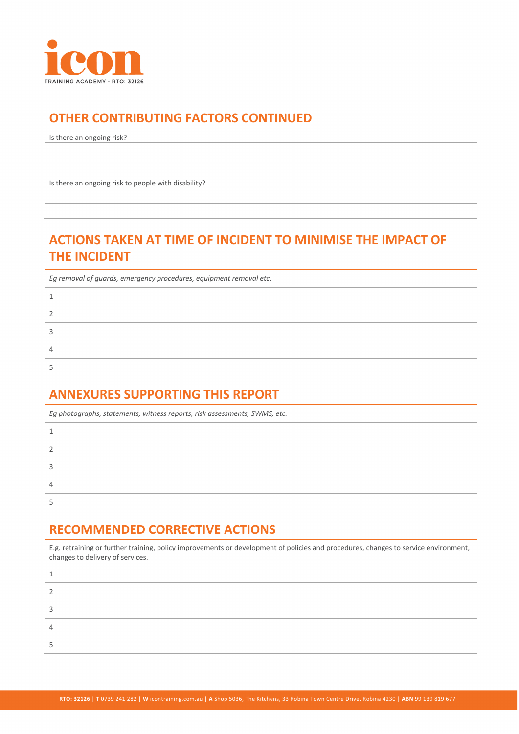## OTHER CONTRIBUTING FACTORS CONTINUED

Is there an ongoing risk?

Is there an ongoing risk to people with disability?

## ACTIONS TAKEN AT TIME OF INCIDENT TO MINIMISE THE IMPACT OF THE INCIDENT

*Eg removal of guards, emergency procedures, equipment removal etc.*

1

2

3

4

5

## ANNEXURES SUPPORTING THIS REPORT

*Eg photographs, statements, witness reports, risk assessments, SWMS, etc.*

1

2

3

4

5

## RECOMMENDED CORRECTIVE ACTIONS

E.g. retraining or further training, policy improvements or development of policies and procedures, changes to service environment, changes to delivery of services.

1

2

3

4

5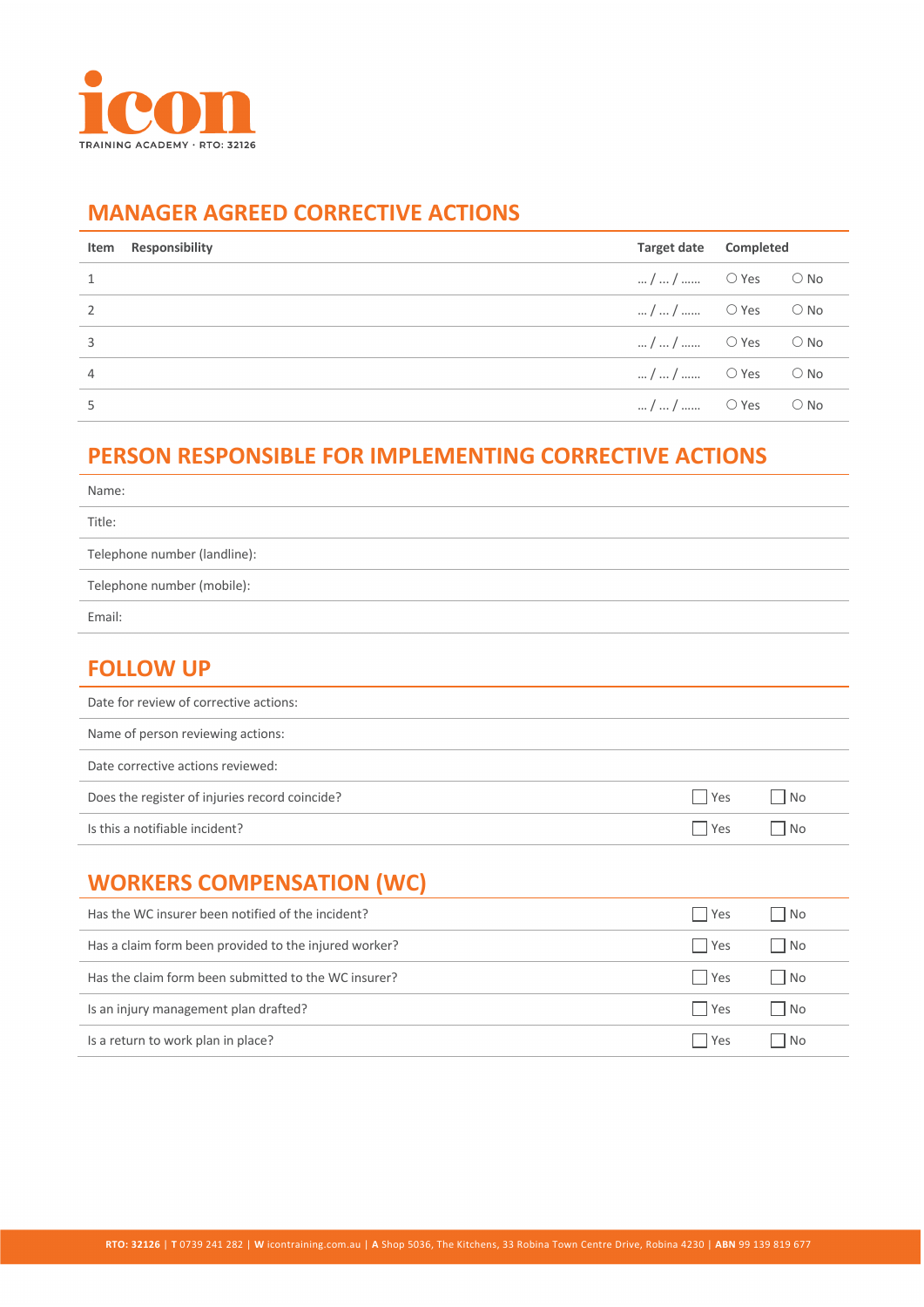## MANAGER AGREED CORRECTIVE ACTIONS

| Item | Responsibility | Target date | Completed | |
|---|---|---|---|---|
| 1 | | … / … / …… | ○ Yes | ○ No |
| 2 | | … / … / …… | ○ Yes | ○ No |
| 3 | | … / … / …… | ○ Yes | ○ No |
| 4 | | … / … / …… | ○ Yes | ○ No |
| 5 | | … / … / …… | ○ Yes | ○ No |

## PERSON RESPONSIBLE FOR IMPLEMENTING CORRECTIVE ACTIONS

Name:

Title:

Telephone number (landline):

Telephone number (mobile):

Email:

## FOLLOW UP

Date for review of corrective actions:

Name of person reviewing actions:

Date corrective actions reviewed:

| | | |
|---|---|---|
| Does the register of injuries record coincide? | ☐ Yes | ☐ No |
| Is this a notifiable incident? | ☐ Yes | ☐ No |

## WORKERS COMPENSATION (WC)

| | | |
|---|---|---|
| Has the WC insurer been notified of the incident? | ☐ Yes | ☐ No |
| Has a claim form been provided to the injured worker? | ☐ Yes | ☐ No |
| Has the claim form been submitted to the WC insurer? | ☐ Yes | ☐ No |
| Is an injury management plan drafted? | ☐ Yes | ☐ No |
| Is a return to work plan in place? | ☐ Yes | ☐ No |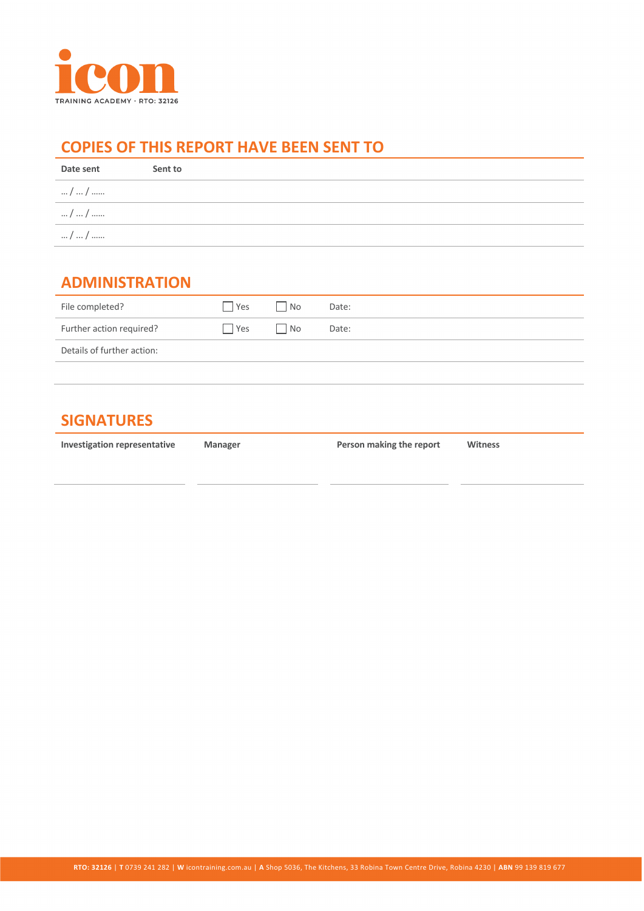icon

TRAINING ACADEMY · RTO: 32126

## COPIES OF THIS REPORT HAVE BEEN SENT TO

| Date sent | Sent to |
|---|---|
| ... / ... / ...... | |
| ... / ... / ...... | |
| ... / ... / ...... | |

## ADMINISTRATION

| | | | |
|---|---|---|---|
| File completed? | ☐ Yes | ☐ No | Date: |
| Further action required? | ☐ Yes | ☐ No | Date: |
| Details of further action: | | | |
| | | | |

## SIGNATURES

| Investigation representative | Manager | Person making the report | Witness |
|---|---|---|---|
| | | | |

**RTO: 32126** | **T** 0739 241 282 | **W** icontraining.com.au | **A** Shop 5036, The Kitchens, 33 Robina Town Centre Drive, Robina 4230 | **ABN** 99 139 819 677